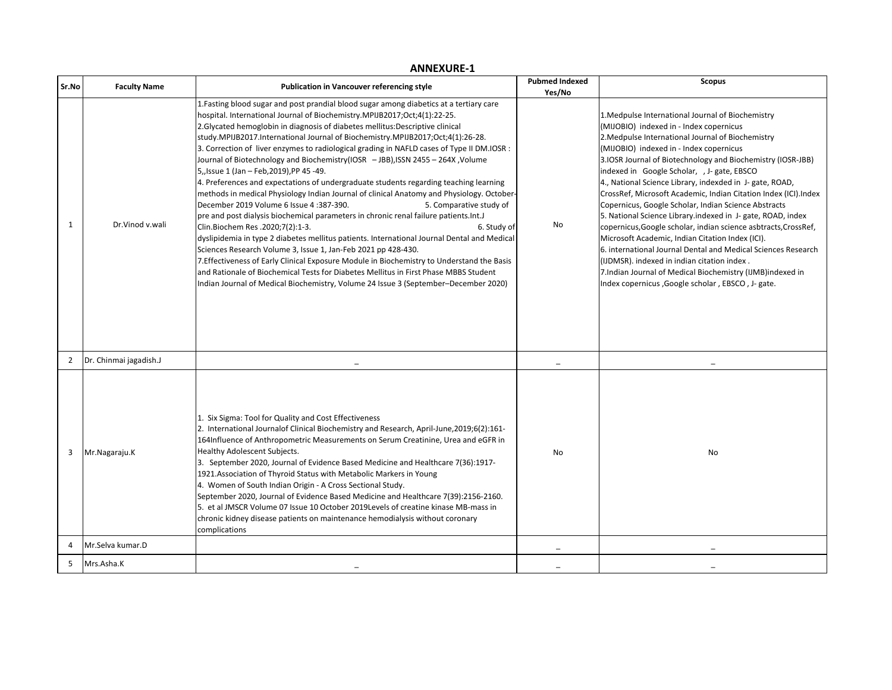# ANNEXURE-1

| Sr.No | Faculty Name | Publication in Vancouver referencing style | Pubmed Indexed Yes/No | Scopus |
|---|---|---|---|---|
| 1 | Dr.Vinod v.wali | 1.Fasting blood sugar and post prandial blood sugar among diabetics at a tertiary care hospital. International Journal of Biochemistry.MPIJB2017;Oct;4(1):22-25.<br>2.Glycated hemoglobin in diagnosis of diabetes mellitus:Descriptive clinical study.MPIJB2017.International Journal of Biochemistry.MPIJB2017;Oct;4(1):26-28.<br>3. Correction of liver enzymes to radiological grading in NAFLD cases of Type II DM.IOSR : Journal of Biotechnology and Biochemistry(IOSR – JBB),ISSN 2455 – 264X ,Volume 5,,Issue 1 (Jan – Feb,2019),PP 45 -49.<br>4. Preferences and expectations of undergraduate students regarding teaching learning methods in medical Physiology Indian Journal of clinical Anatomy and Physiology. October-December 2019 Volume 6 Issue 4 :387-390. 5. Comparative study of pre and post dialysis biochemical parameters in chronic renal failure patients.Int.J Clin.Biochem Res .2020;7(2):1-3. 6. Study of dyslipidemia in type 2 diabetes mellitus patients. International Journal Dental and Medical Sciences Research Volume 3, Issue 1, Jan-Feb 2021 pp 428-430.<br>7.Effectiveness of Early Clinical Exposure Module in Biochemistry to Understand the Basis and Rationale of Biochemical Tests for Diabetes Mellitus in First Phase MBBS Student Indian Journal of Medical Biochemistry, Volume 24 Issue 3 (September–December 2020) | No | 1.Medpulse International Journal of Biochemistry (MIJOBIO) indexed in - Index copernicus<br>2.Medpulse International Journal of Biochemistry (MIJOBIO) indexed in - Index copernicus<br>3.IOSR Journal of Biotechnology and Biochemistry (IOSR-JBB) indexed in Google Scholar, , J- gate, EBSCO<br>4., National Science Library, indexded in J- gate, ROAD, CrossRef, Microsoft Academic, Indian Citation Index (ICI).Index Copernicus, Google Scholar, Indian Science Abstracts<br>5. National Science Library.indexed in J- gate, ROAD, index copernicus,Google scholar, indian science asbtracts,CrossRef, Microsoft Academic, Indian Citation Index (ICI).<br>6. international Journal Dental and Medical Sciences Research (IJDMSR). indexed in indian citation index .<br>7.Indian Journal of Medical Biochemistry (IJMB)indexed in Index copernicus ,Google scholar , EBSCO , J- gate. |
| 2 | Dr. Chinmai jagadish.J | _ | _ | _ |
| 3 | Mr.Nagaraju.K | 1. Six Sigma: Tool for Quality and Cost Effectiveness<br>2. International Journalof Clinical Biochemistry and Research, April-June,2019;6(2):161-164Influence of Anthropometric Measurements on Serum Creatinine, Urea and eGFR in Healthy Adolescent Subjects.<br>3. September 2020, Journal of Evidence Based Medicine and Healthcare 7(36):1917-1921.Association of Thyroid Status with Metabolic Markers in Young<br>4. Women of South Indian Origin - A Cross Sectional Study.<br>September 2020, Journal of Evidence Based Medicine and Healthcare 7(39):2156-2160.<br>5. et al JMSCR Volume 07 Issue 10 October 2019Levels of creatine kinase MB-mass in chronic kidney disease patients on maintenance hemodialysis without coronary complications | No | No |
| 4 | Mr.Selva kumar.D | | _ | _ |
| 5 | Mrs.Asha.K | _ | _ | _ |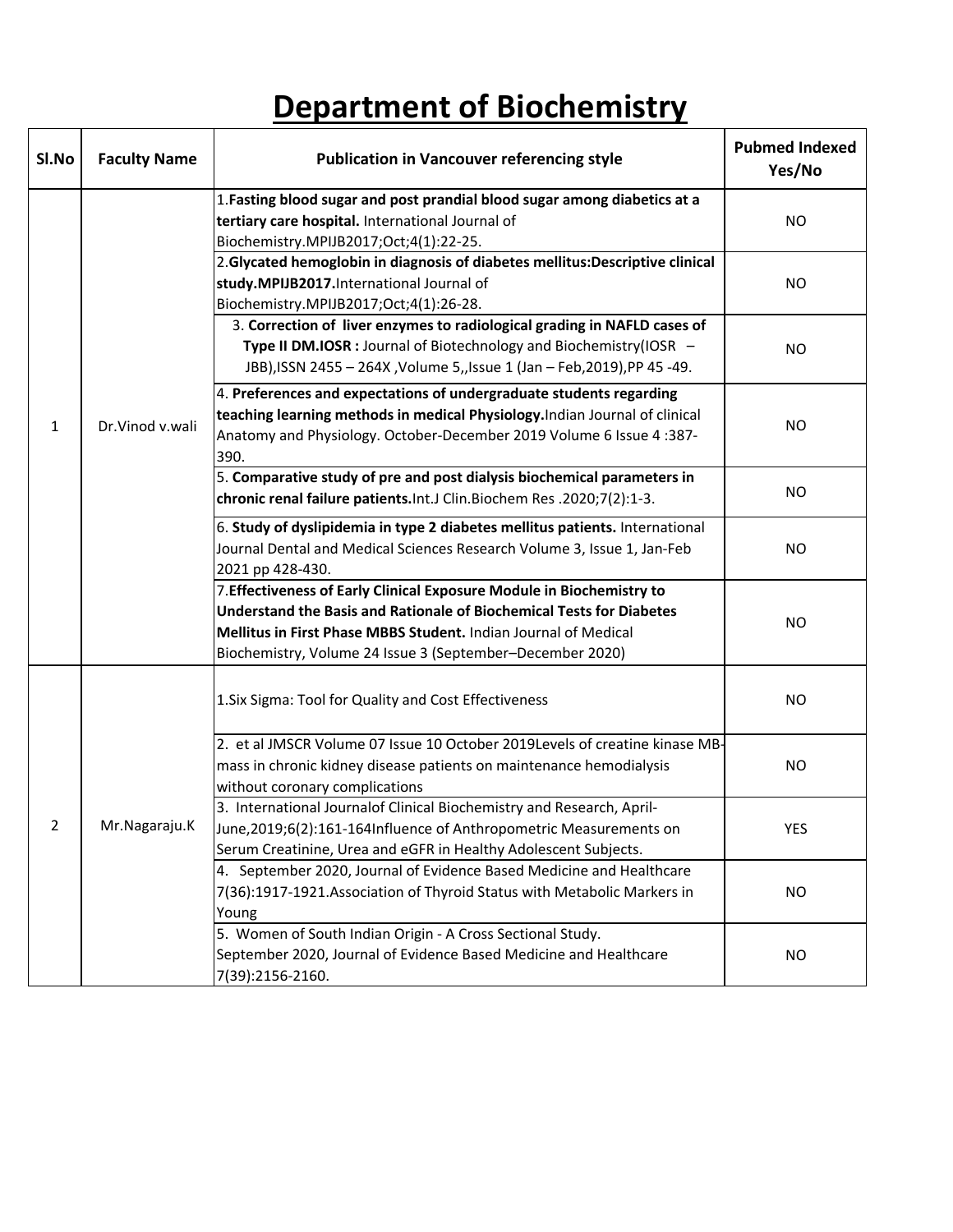# Department of Biochemistry

| Sl.No | Faculty Name | Publication in Vancouver referencing style | Pubmed Indexed Yes/No |
|---|---|---|---|
| 1 | Dr.Vinod v.wali | 1.**Fasting blood sugar and post prandial blood sugar among diabetics at a tertiary care hospital.** International Journal of Biochemistry.MPIJB2017;Oct;4(1):22-25. | NO |
| | | 2.**Glycated hemoglobin in diagnosis of diabetes mellitus:Descriptive clinical study.MPIJB2017.**International Journal of Biochemistry.MPIJB2017;Oct;4(1):26-28. | NO |
| | | 3. **Correction of liver enzymes to radiological grading in NAFLD cases of Type II DM.IOSR :** Journal of Biotechnology and Biochemistry(IOSR – JBB),ISSN 2455 – 264X ,Volume 5,,Issue 1 (Jan – Feb,2019),PP 45 -49. | NO |
| | | 4. **Preferences and expectations of undergraduate students regarding teaching learning methods in medical Physiology.**Indian Journal of clinical Anatomy and Physiology. October-December 2019 Volume 6 Issue 4 :387-390. | NO |
| | | 5. **Comparative study of pre and post dialysis biochemical parameters in chronic renal failure patients.**Int.J Clin.Biochem Res .2020;7(2):1-3. | NO |
| | | 6. **Study of dyslipidemia in type 2 diabetes mellitus patients.** International Journal Dental and Medical Sciences Research Volume 3, Issue 1, Jan-Feb 2021 pp 428-430. | NO |
| | | 7.**Effectiveness of Early Clinical Exposure Module in Biochemistry to Understand the Basis and Rationale of Biochemical Tests for Diabetes Mellitus in First Phase MBBS Student.** Indian Journal of Medical Biochemistry, Volume 24 Issue 3 (September–December 2020) | NO |
| 2 | Mr.Nagaraju.K | 1.Six Sigma: Tool for Quality and Cost Effectiveness | NO |
| | | 2. et al JMSCR Volume 07 Issue 10 October 2019Levels of creatine kinase MB-mass in chronic kidney disease patients on maintenance hemodialysis without coronary complications | NO |
| | | 3. International Journalof Clinical Biochemistry and Research, April-June,2019;6(2):161-164Influence of Anthropometric Measurements on Serum Creatinine, Urea and eGFR in Healthy Adolescent Subjects. | YES |
| | | 4. September 2020, Journal of Evidence Based Medicine and Healthcare 7(36):1917-1921.Association of Thyroid Status with Metabolic Markers in Young | NO |
| | | 5. Women of South Indian Origin - A Cross Sectional Study. September 2020, Journal of Evidence Based Medicine and Healthcare 7(39):2156-2160. | NO |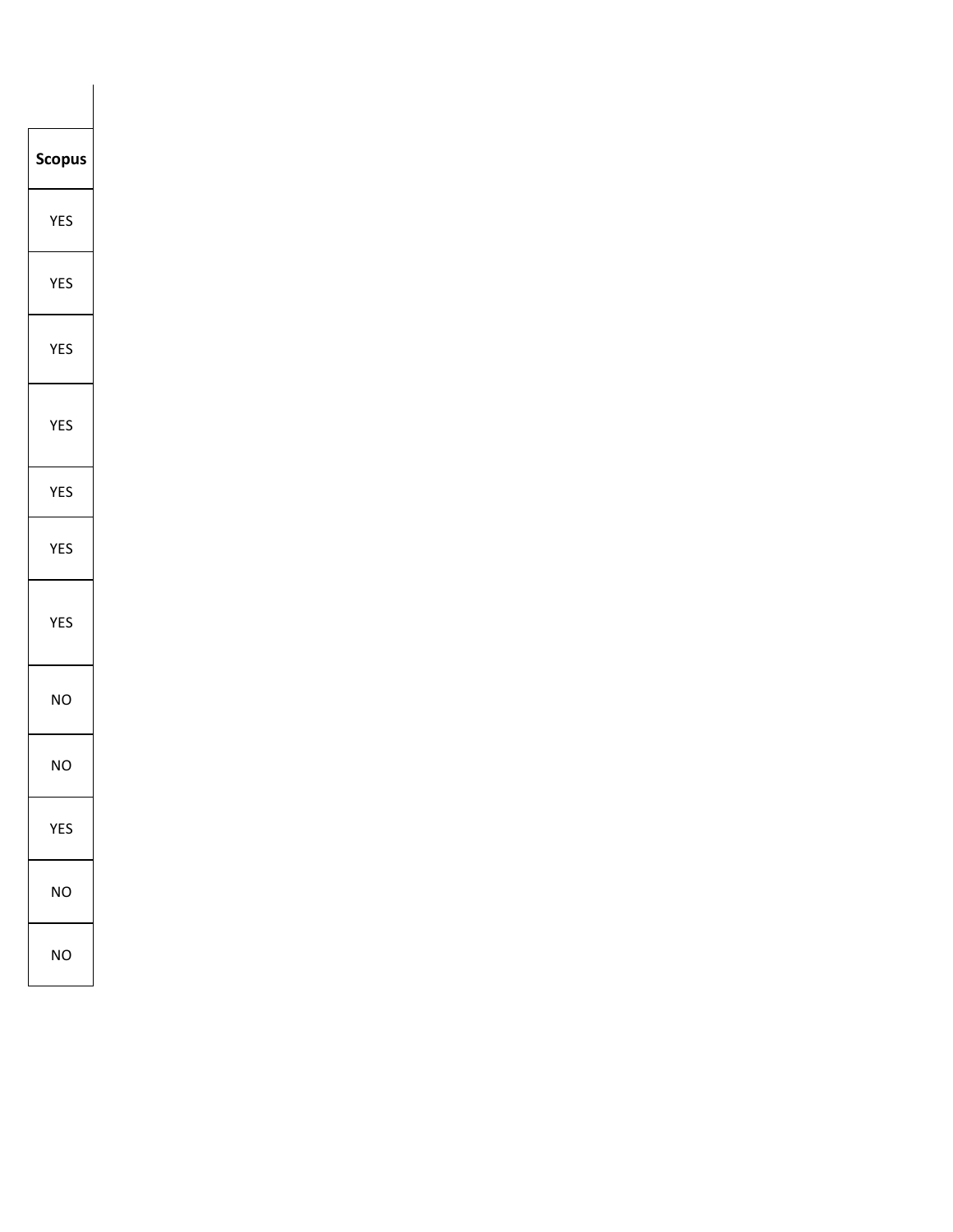| Scopus |
| --- |
| YES |
| YES |
| YES |
| YES |
| YES |
| YES |
| YES |
| NO |
| NO |
| YES |
| NO |
| NO |